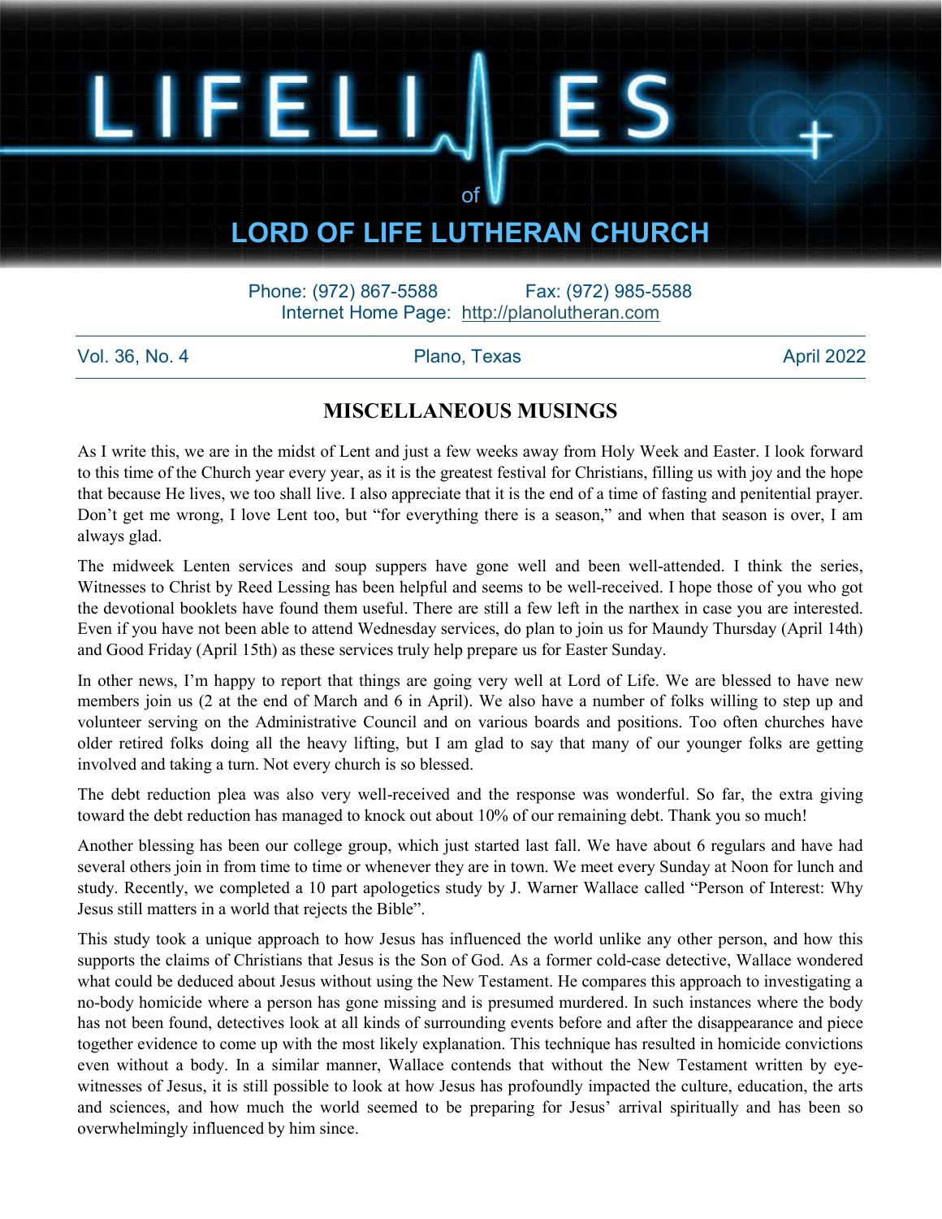# LIFELINES

of

## LORD OF LIFE LUTHERAN CHURCH

Phone: (972) 867-5588 Fax: (972) 985-5588
Internet Home Page: http://planolutheran.com

Vol. 36, No. 4 Plano, Texas April 2022

## MISCELLANEOUS MUSINGS

As I write this, we are in the midst of Lent and just a few weeks away from Holy Week and Easter. I look forward to this time of the Church year every year, as it is the greatest festival for Christians, filling us with joy and the hope that because He lives, we too shall live. I also appreciate that it is the end of a time of fasting and penitential prayer. Don't get me wrong, I love Lent too, but "for everything there is a season," and when that season is over, I am always glad.

The midweek Lenten services and soup suppers have gone well and been well-attended. I think the series, Witnesses to Christ by Reed Lessing has been helpful and seems to be well-received. I hope those of you who got the devotional booklets have found them useful. There are still a few left in the narthex in case you are interested. Even if you have not been able to attend Wednesday services, do plan to join us for Maundy Thursday (April 14th) and Good Friday (April 15th) as these services truly help prepare us for Easter Sunday.

In other news, I'm happy to report that things are going very well at Lord of Life. We are blessed to have new members join us (2 at the end of March and 6 in April). We also have a number of folks willing to step up and volunteer serving on the Administrative Council and on various boards and positions. Too often churches have older retired folks doing all the heavy lifting, but I am glad to say that many of our younger folks are getting involved and taking a turn. Not every church is so blessed.

The debt reduction plea was also very well-received and the response was wonderful. So far, the extra giving toward the debt reduction has managed to knock out about 10% of our remaining debt. Thank you so much!

Another blessing has been our college group, which just started last fall. We have about 6 regulars and have had several others join in from time to time or whenever they are in town. We meet every Sunday at Noon for lunch and study. Recently, we completed a 10 part apologetics study by J. Warner Wallace called "Person of Interest: Why Jesus still matters in a world that rejects the Bible".

This study took a unique approach to how Jesus has influenced the world unlike any other person, and how this supports the claims of Christians that Jesus is the Son of God. As a former cold-case detective, Wallace wondered what could be deduced about Jesus without using the New Testament. He compares this approach to investigating a no-body homicide where a person has gone missing and is presumed murdered. In such instances where the body has not been found, detectives look at all kinds of surrounding events before and after the disappearance and piece together evidence to come up with the most likely explanation. This technique has resulted in homicide convictions even without a body. In a similar manner, Wallace contends that without the New Testament written by eye-witnesses of Jesus, it is still possible to look at how Jesus has profoundly impacted the culture, education, the arts and sciences, and how much the world seemed to be preparing for Jesus' arrival spiritually and has been so overwhelmingly influenced by him since.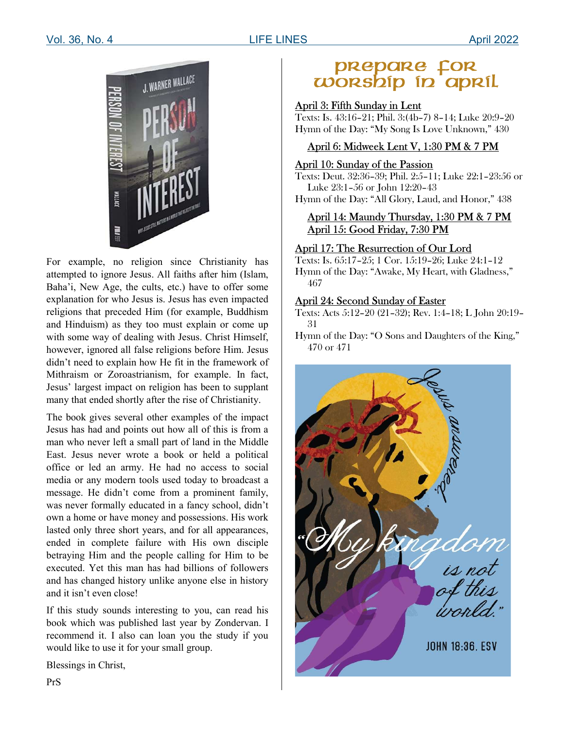For example, no religion since Christianity has attempted to ignore Jesus. All faiths after him (Islam, Baha'i, New Age, the cults, etc.) have to offer some explanation for who Jesus is. Jesus has even impacted religions that preceded Him (for example, Buddhism and Hinduism) as they too must explain or come up with some way of dealing with Jesus. Christ Himself, however, ignored all false religions before Him. Jesus didn't need to explain how He fit in the framework of Mithraism or Zoroastrianism, for example. In fact, Jesus' largest impact on religion has been to supplant many that ended shortly after the rise of Christianity.

The book gives several other examples of the impact Jesus has had and points out how all of this is from a man who never left a small part of land in the Middle East. Jesus never wrote a book or held a political office or led an army. He had no access to social media or any modern tools used today to broadcast a message. He didn't come from a prominent family, was never formally educated in a fancy school, didn't own a home or have money and possessions. His work lasted only three short years, and for all appearances, ended in complete failure with His own disciple betraying Him and the people calling for Him to be executed. Yet this man has had billions of followers and has changed history unlike anyone else in history and it isn't even close!

If this study sounds interesting to you, can read his book which was published last year by Zondervan. I recommend it. I also can loan you the study if you would like to use it for your small group.

Blessings in Christ,

PrS

# Prepare for Worship in April

**April 3: Fifth Sunday in Lent**
Texts: Is. 43:16–21; Phil. 3:(4b–7) 8–14; Luke 20:9–20
Hymn of the Day: "My Song Is Love Unknown," 430

**April 6: Midweek Lent V, 1:30 PM & 7 PM**

**April 10: Sunday of the Passion**
Texts: Deut. 32:36–39; Phil. 2:5–11; Luke 22:1–23:56 or Luke 23:1–56 or John 12:20–43
Hymn of the Day: "All Glory, Laud, and Honor," 438

**April 14: Maundy Thursday, 1:30 PM & 7 PM**
**April 15: Good Friday, 7:30 PM**

**April 17: The Resurrection of Our Lord**
Texts: Is. 65:17–25; 1 Cor. 15:19–26; Luke 24:1–12
Hymn of the Day: "Awake, My Heart, with Gladness," 467

**April 24: Second Sunday of Easter**
Texts: Acts 5:12–20 (21–32); Rev. 1:4–18; L John 20:19–31
Hymn of the Day: "O Sons and Daughters of the King," 470 or 471

Jesus answered, "My kingdom is not of this world."
JOHN 18:36, ESV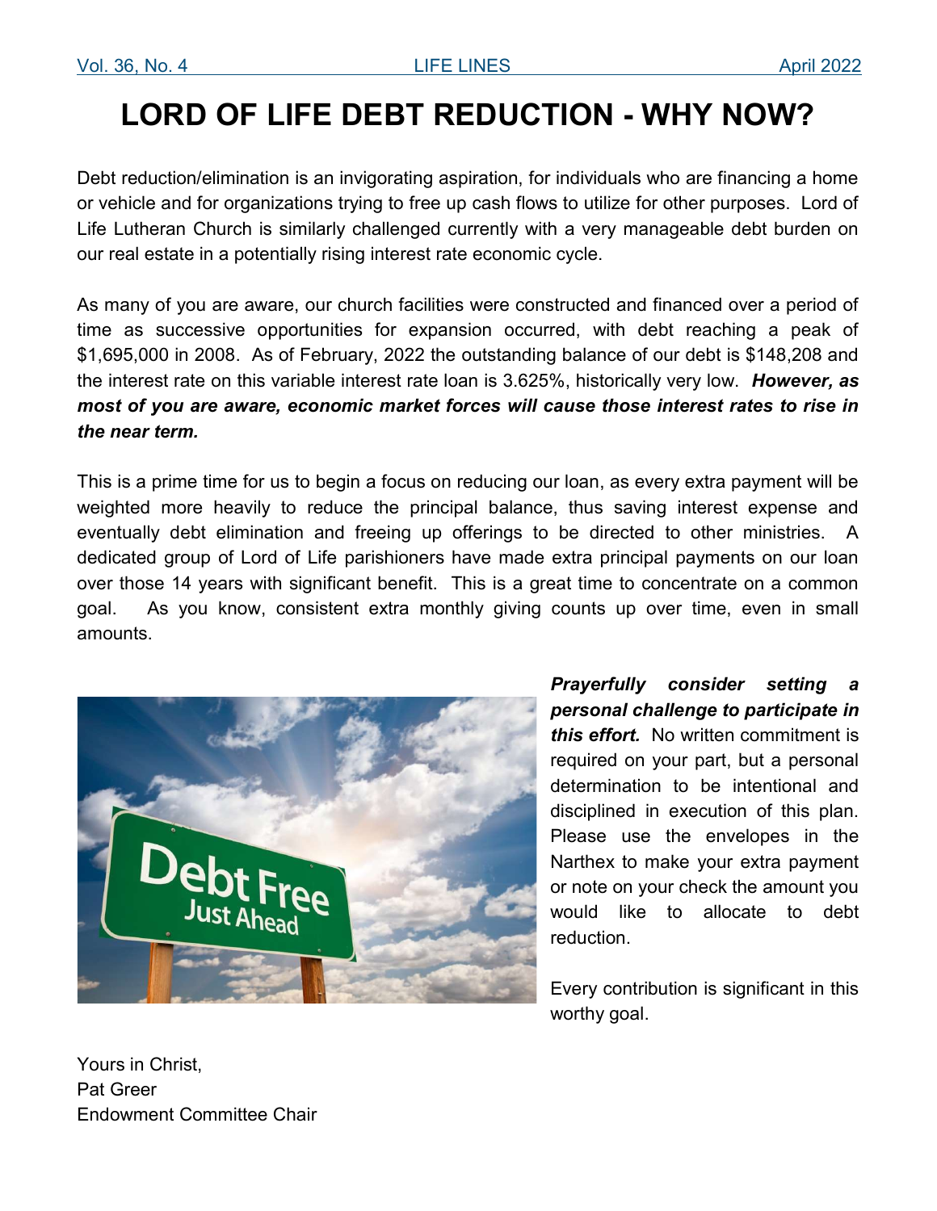# LORD OF LIFE DEBT REDUCTION - WHY NOW?

Debt reduction/elimination is an invigorating aspiration, for individuals who are financing a home or vehicle and for organizations trying to free up cash flows to utilize for other purposes. Lord of Life Lutheran Church is similarly challenged currently with a very manageable debt burden on our real estate in a potentially rising interest rate economic cycle.

As many of you are aware, our church facilities were constructed and financed over a period of time as successive opportunities for expansion occurred, with debt reaching a peak of $1,695,000 in 2008. As of February, 2022 the outstanding balance of our debt is $148,208 and the interest rate on this variable interest rate loan is 3.625%, historically very low. ***However, as most of you are aware, economic market forces will cause those interest rates to rise in the near term.***

This is a prime time for us to begin a focus on reducing our loan, as every extra payment will be weighted more heavily to reduce the principal balance, thus saving interest expense and eventually debt elimination and freeing up offerings to be directed to other ministries. A dedicated group of Lord of Life parishioners have made extra principal payments on our loan over those 14 years with significant benefit. This is a great time to concentrate on a common goal. As you know, consistent extra monthly giving counts up over time, even in small amounts.

***Prayerfully consider setting a personal challenge to participate in this effort.*** No written commitment is required on your part, but a personal determination to be intentional and disciplined in execution of this plan. Please use the envelopes in the Narthex to make your extra payment or note on your check the amount you would like to allocate to debt reduction.

Every contribution is significant in this worthy goal.

Yours in Christ,
Pat Greer
Endowment Committee Chair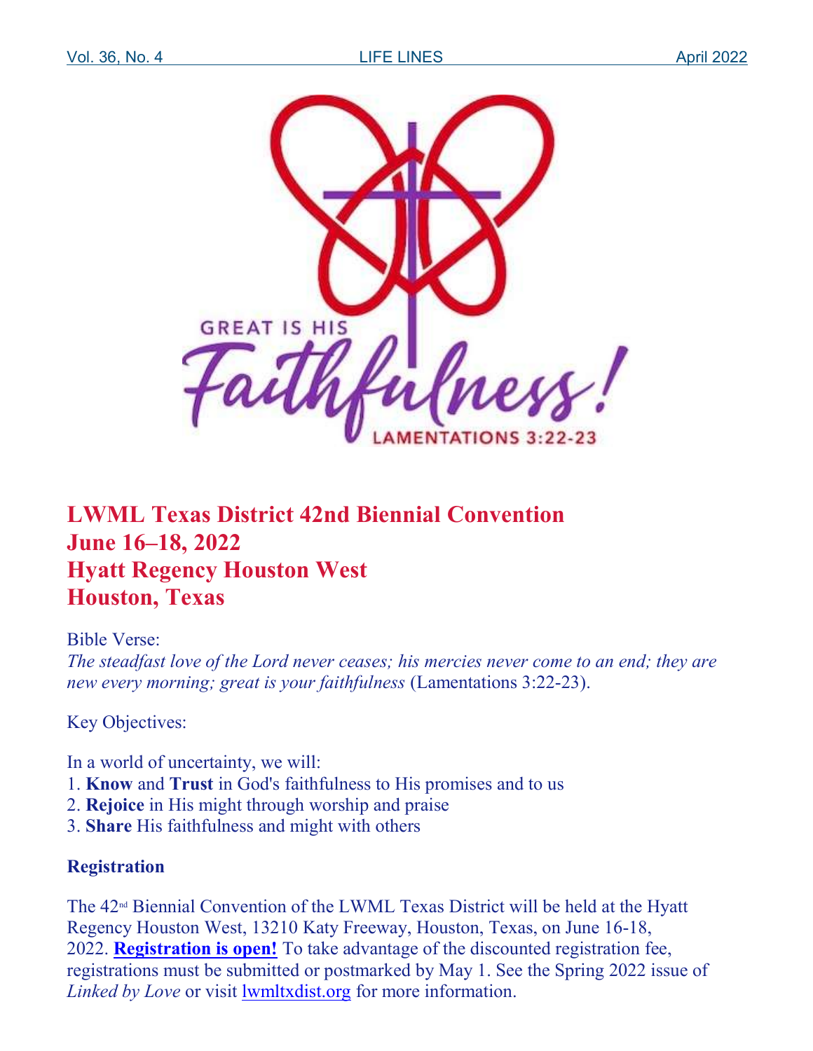GREAT IS HIS *Faithfulness!* LAMENTATIONS 3:22-23

# LWML Texas District 42nd Biennial Convention
# June 16–18, 2022
# Hyatt Regency Houston West
# Houston, Texas

Bible Verse:
*The steadfast love of the Lord never ceases; his mercies never come to an end; they are new every morning; great is your faithfulness* (Lamentations 3:22-23).

Key Objectives:

In a world of uncertainty, we will:
1. **Know** and **Trust** in God's faithfulness to His promises and to us
2. **Rejoice** in His might through worship and praise
3. **Share** His faithfulness and might with others

**Registration**

The 42nd Biennial Convention of the LWML Texas District will be held at the Hyatt Regency Houston West, 13210 Katy Freeway, Houston, Texas, on June 16-18, 2022. **Registration is open!** To take advantage of the discounted registration fee, registrations must be submitted or postmarked by May 1. See the Spring 2022 issue of *Linked by Love* or visit lwmltxdist.org for more information.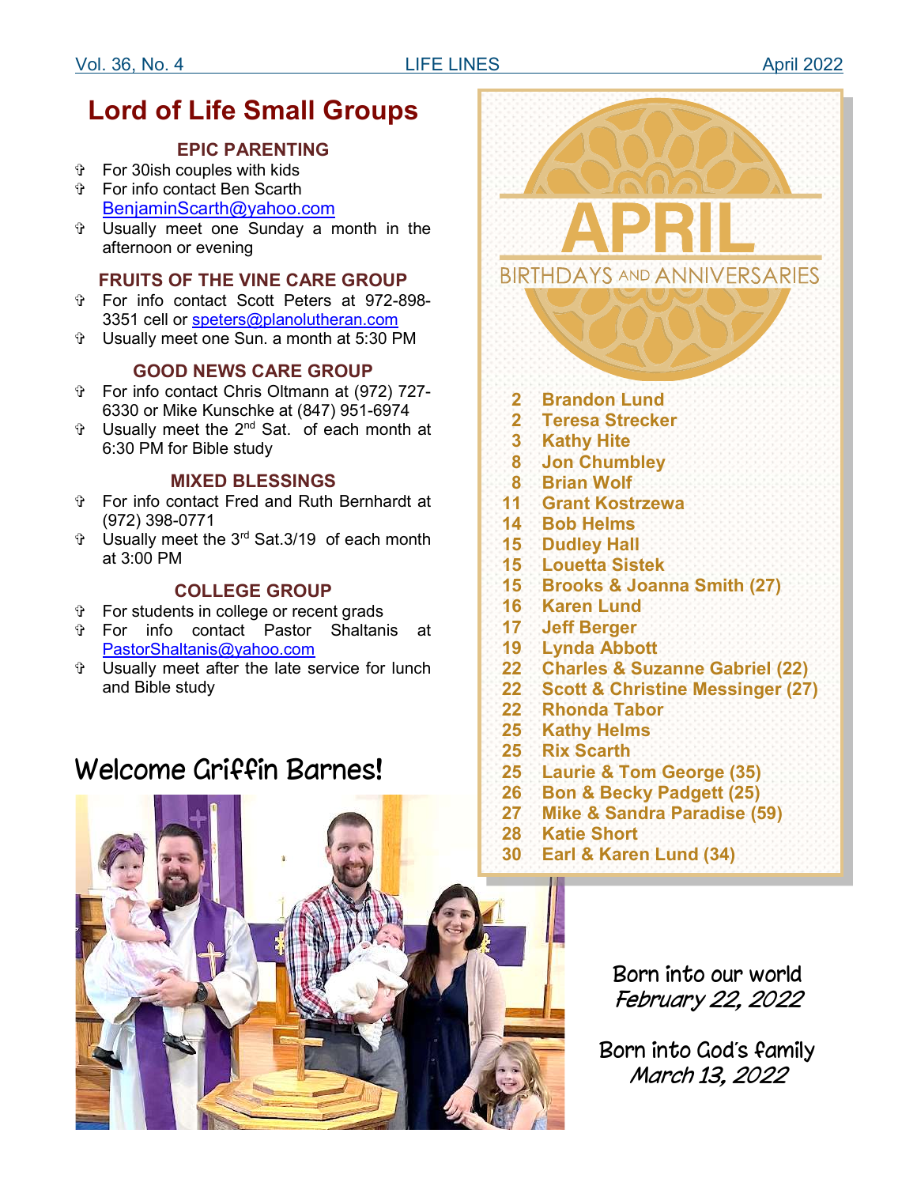# Lord of Life Small Groups

### EPIC PARENTING

- For 30ish couples with kids
- For info contact Ben Scarth BenjaminScarth@yahoo.com
- Usually meet one Sunday a month in the afternoon or evening

### FRUITS OF THE VINE CARE GROUP

- For info contact Scott Peters at 972-898-3351 cell or speters@planolutheran.com
- Usually meet one Sun. a month at 5:30 PM

### GOOD NEWS CARE GROUP

- For info contact Chris Oltmann at (972) 727-6330 or Mike Kunschke at (847) 951-6974
- Usually meet the 2nd Sat. of each month at 6:30 PM for Bible study

### MIXED BLESSINGS

- For info contact Fred and Ruth Bernhardt at (972) 398-0771
- Usually meet the 3rd Sat.3/19 of each month at 3:00 PM

### COLLEGE GROUP

- For students in college or recent grads
- For info contact Pastor Shaltanis at PastorShaltanis@yahoo.com
- Usually meet after the late service for lunch and Bible study

## APRIL BIRTHDAYS AND ANNIVERSARIES

| | |
|---|---|
| 2 | Brandon Lund |
| 2 | Teresa Strecker |
| 3 | Kathy Hite |
| 8 | Jon Chumbley |
| 8 | Brian Wolf |
| 11 | Grant Kostrzewa |
| 14 | Bob Helms |
| 15 | Dudley Hall |
| 15 | Louetta Sistek |
| 15 | Brooks & Joanna Smith (27) |
| 16 | Karen Lund |
| 17 | Jeff Berger |
| 19 | Lynda Abbott |
| 22 | Charles & Suzanne Gabriel (22) |
| 22 | Scott & Christine Messinger (27) |
| 22 | Rhonda Tabor |
| 25 | Kathy Helms |
| 25 | Rix Scarth |
| 25 | Laurie & Tom George (35) |
| 26 | Bon & Becky Padgett (25) |
| 27 | Mike & Sandra Paradise (59) |
| 28 | Katie Short |
| 30 | Earl & Karen Lund (34) |

## Welcome Griffin Barnes!

Born into our world
*February 22, 2022*

Born into God's family
*March 13, 2022*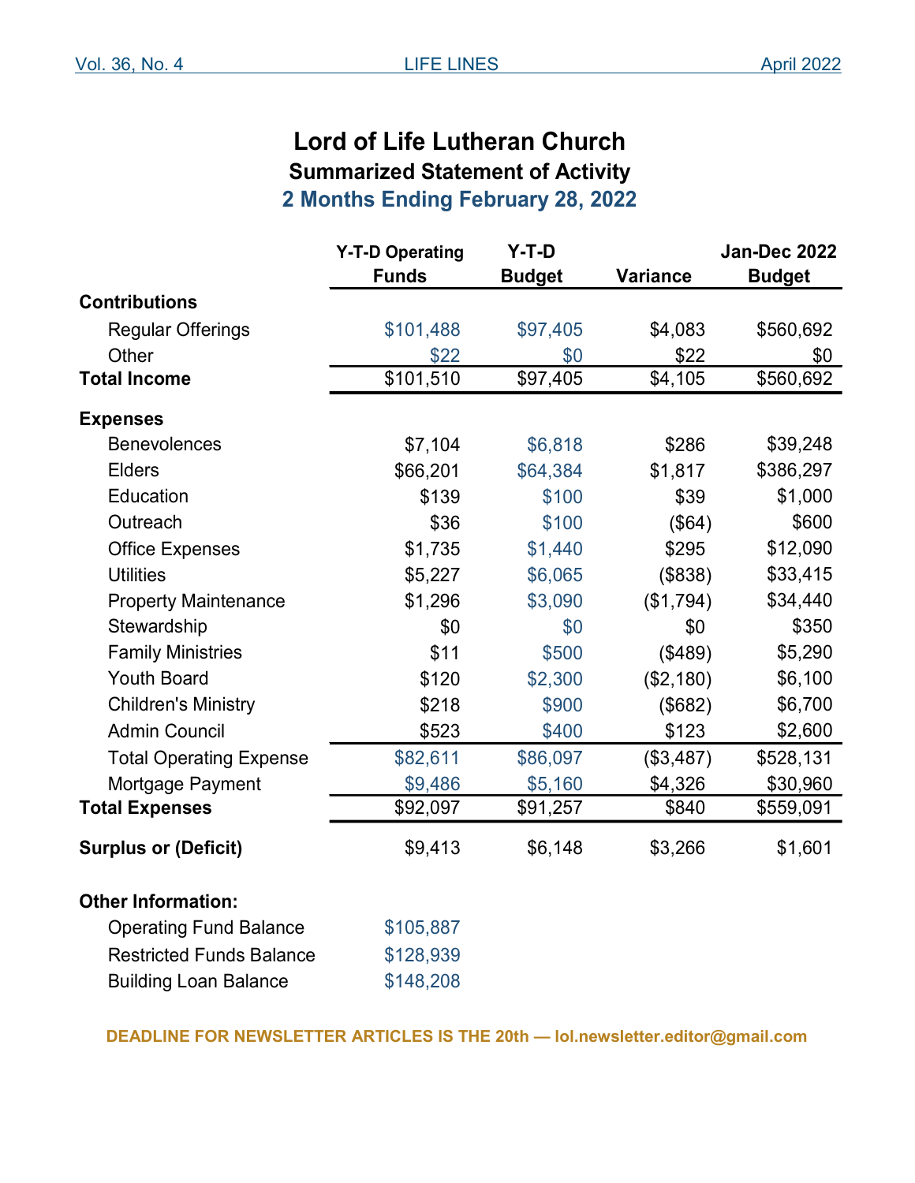# Lord of Life Lutheran Church

## Summarized Statement of Activity

### 2 Months Ending February 28, 2022

| | Y-T-D Operating Funds | Y-T-D Budget | Variance | Jan-Dec 2022 Budget |
|---|---|---|---|---|
| **Contributions** | | | | |
| Regular Offerings | $101,488 | $97,405 | $4,083 | $560,692 |
| Other | $22 | $0 | $22 | $0 |
| **Total Income** | $101,510 | $97,405 | $4,105 | $560,692 |
| **Expenses** | | | | |
| Benevolences | $7,104 | $6,818 | $286 | $39,248 |
| Elders | $66,201 | $64,384 | $1,817 | $386,297 |
| Education | $139 | $100 | $39 | $1,000 |
| Outreach | $36 | $100 | ($64) | $600 |
| Office Expenses | $1,735 | $1,440 | $295 | $12,090 |
| Utilities | $5,227 | $6,065 | ($838) | $33,415 |
| Property Maintenance | $1,296 | $3,090 | ($1,794) | $34,440 |
| Stewardship | $0 | $0 | $0 | $350 |
| Family Ministries | $11 | $500 | ($489) | $5,290 |
| Youth Board | $120 | $2,300 | ($2,180) | $6,100 |
| Children's Ministry | $218 | $900 | ($682) | $6,700 |
| Admin Council | $523 | $400 | $123 | $2,600 |
| Total Operating Expense | $82,611 | $86,097 | ($3,487) | $528,131 |
| Mortgage Payment | $9,486 | $5,160 | $4,326 | $30,960 |
| **Total Expenses** | $92,097 | $91,257 | $840 | $559,091 |
| **Surplus or (Deficit)** | $9,413 | $6,148 | $3,266 | $1,601 |

**Other Information:**

| | |
|---|---|
| Operating Fund Balance | $105,887 |
| Restricted Funds Balance | $128,939 |
| Building Loan Balance | $148,208 |

**DEADLINE FOR NEWSLETTER ARTICLES IS THE 20th — lol.newsletter.editor@gmail.com**